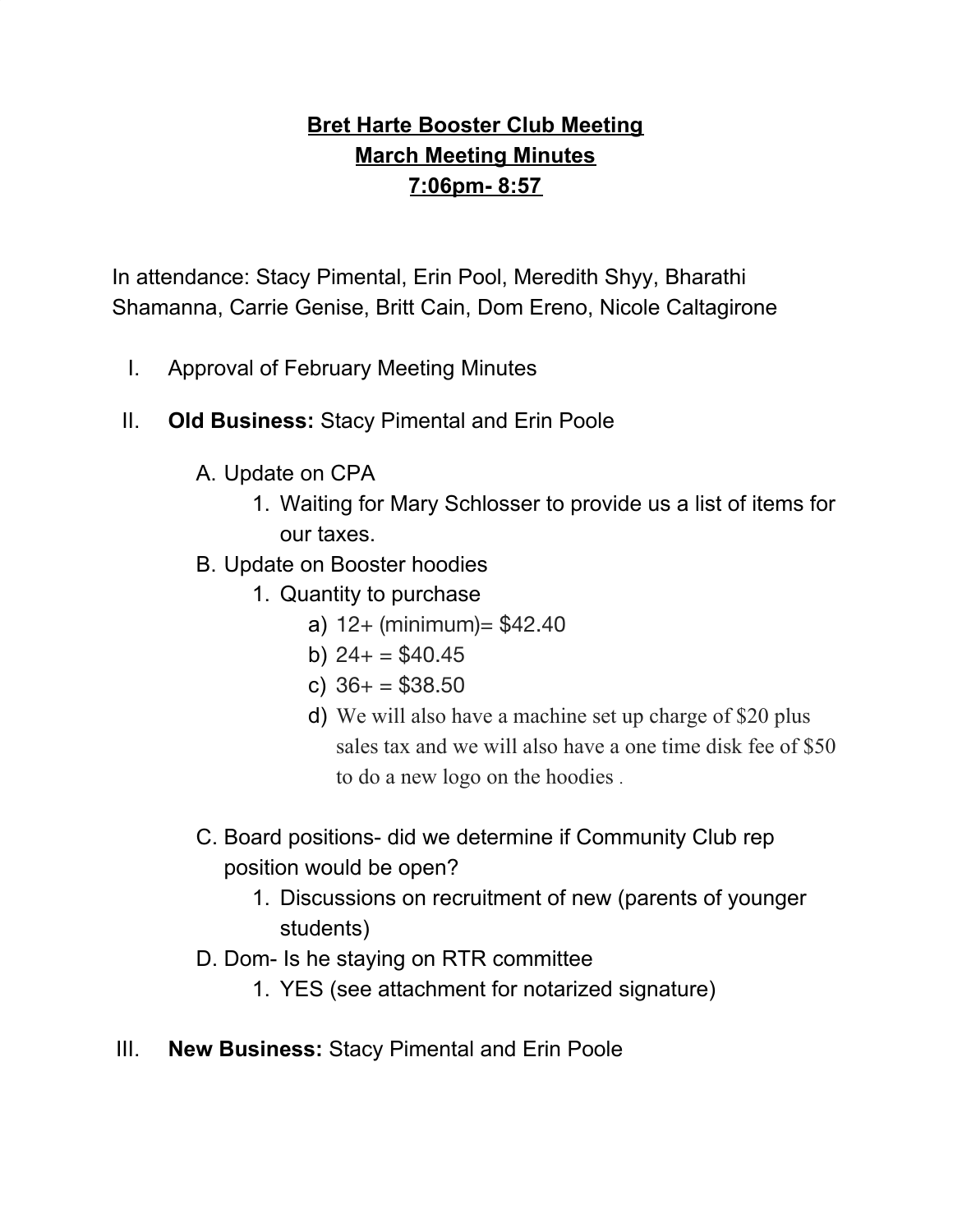# Bret Harte Booster Club Meeting
## March Meeting Minutes
## 7:06pm- 8:57

In attendance: Stacy Pimental, Erin Pool, Meredith Shyy, Bharathi Shamanna, Carrie Genise, Britt Cain, Dom Ereno, Nicole Caltagirone

I. Approval of February Meeting Minutes

II. **Old Business:** Stacy Pimental and Erin Poole

   A. Update on CPA
      1. Waiting for Mary Schlosser to provide us a list of items for our taxes.

   B. Update on Booster hoodies
      1. Quantity to purchase
         a) 12+ (minimum)= $42.40
         b) 24+ = $40.45
         c) 36+ = $38.50
         d) We will also have a machine set up charge of $20 plus sales tax and we will also have a one time disk fee of $50 to do a new logo on the hoodies .

   C. Board positions- did we determine if Community Club rep position would be open?
      1. Discussions on recruitment of new (parents of younger students)

   D. Dom- Is he staying on RTR committee
      1. YES (see attachment for notarized signature)

III. **New Business:** Stacy Pimental and Erin Poole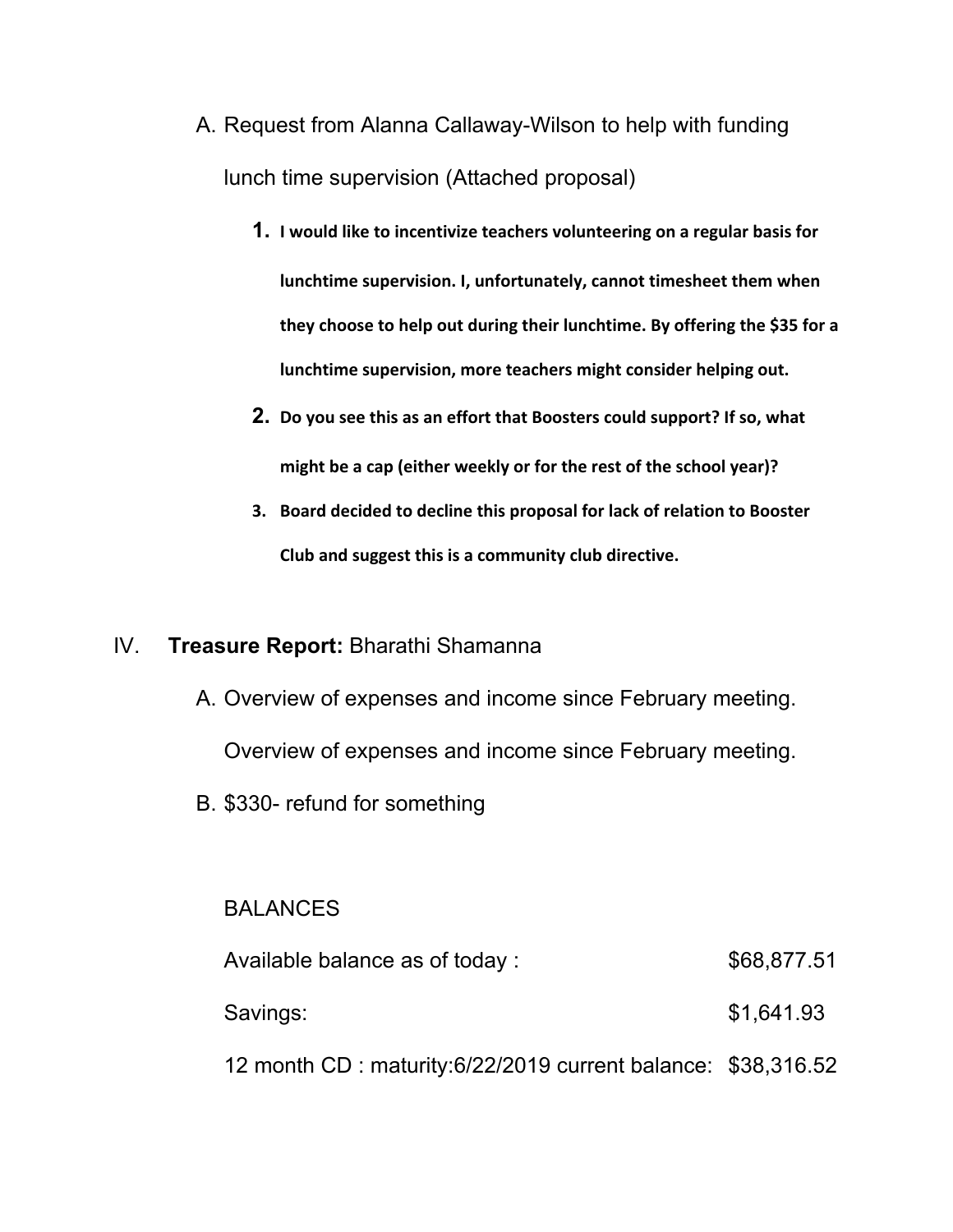A. Request from Alanna Callaway-Wilson to help with funding lunch time supervision (Attached proposal)

   1. **I would like to incentivize teachers volunteering on a regular basis for lunchtime supervision. I, unfortunately, cannot timesheet them when they choose to help out during their lunchtime. By offering the $35 for a lunchtime supervision, more teachers might consider helping out.**
   2. **Do you see this as an effort that Boosters could support? If so, what might be a cap (either weekly or for the rest of the school year)?**
   3. **Board decided to decline this proposal for lack of relation to Booster Club and suggest this is a community club directive.**

IV. **Treasure Report:** Bharathi Shamanna

A. Overview of expenses and income since February meeting.

   Overview of expenses and income since February meeting.

B. $330- refund for something

BALANCES

| | |
|---|---|
| Available balance as of today : | $68,877.51 |
| Savings: | $1,641.93 |
| 12 month CD : maturity:6/22/2019 current balance: | $38,316.52 |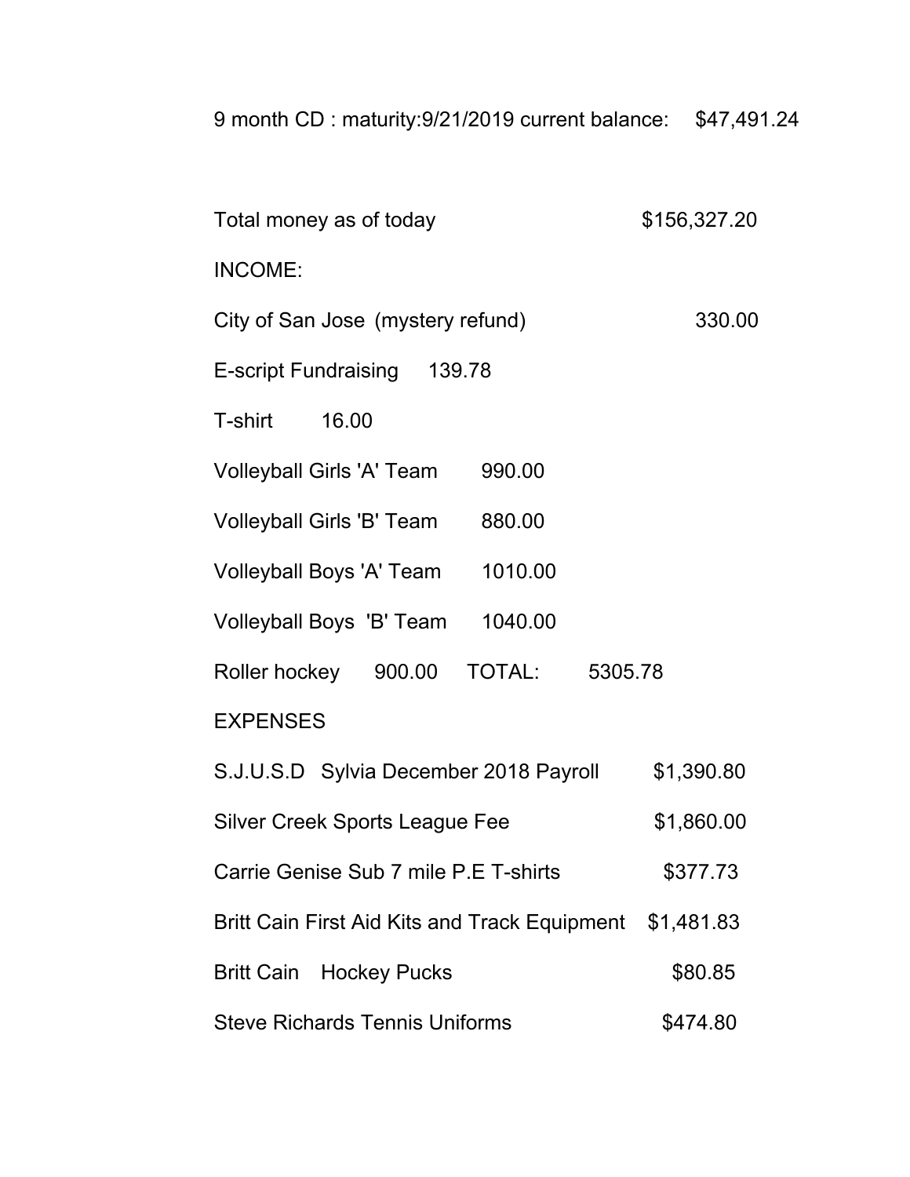9 month CD : maturity:9/21/2019 current balance: $47,491.24

Total money as of today $156,327.20

INCOME:

City of San Jose (mystery refund) 330.00

E-script Fundraising 139.78

T-shirt 16.00

Volleyball Girls 'A' Team 990.00

Volleyball Girls 'B' Team 880.00

Volleyball Boys 'A' Team 1010.00

Volleyball Boys 'B' Team 1040.00

Roller hockey 900.00 TOTAL: 5305.78

EXPENSES

S.J.U.S.D Sylvia December 2018 Payroll $1,390.80

Silver Creek Sports League Fee $1,860.00

Carrie Genise Sub 7 mile P.E T-shirts $377.73

Britt Cain First Aid Kits and Track Equipment $1,481.83

Britt Cain Hockey Pucks $80.85

Steve Richards Tennis Uniforms $474.80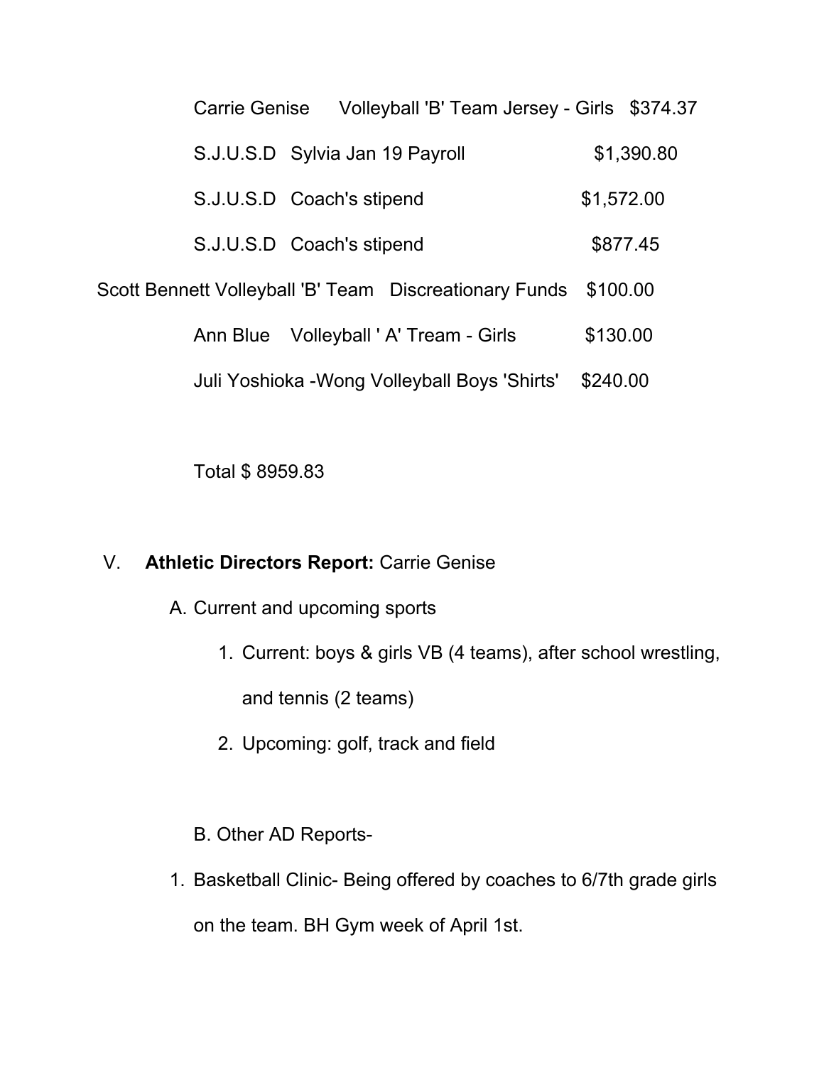Carrie Genise Volleyball 'B' Team Jersey - Girls $374.37

S.J.U.S.D Sylvia Jan 19 Payroll $1,390.80

S.J.U.S.D Coach's stipend $1,572.00

S.J.U.S.D Coach's stipend $877.45

Scott Bennett Volleyball 'B' Team Discreationary Funds $100.00

Ann Blue Volleyball ' A' Tream - Girls $130.00

Juli Yoshioka -Wong Volleyball Boys 'Shirts' $240.00

Total $ 8959.83

V. **Athletic Directors Report:** Carrie Genise

A. Current and upcoming sports

1. Current: boys & girls VB (4 teams), after school wrestling, and tennis (2 teams)
2. Upcoming: golf, track and field

B. Other AD Reports-

1. Basketball Clinic- Being offered by coaches to 6/7th grade girls on the team. BH Gym week of April 1st.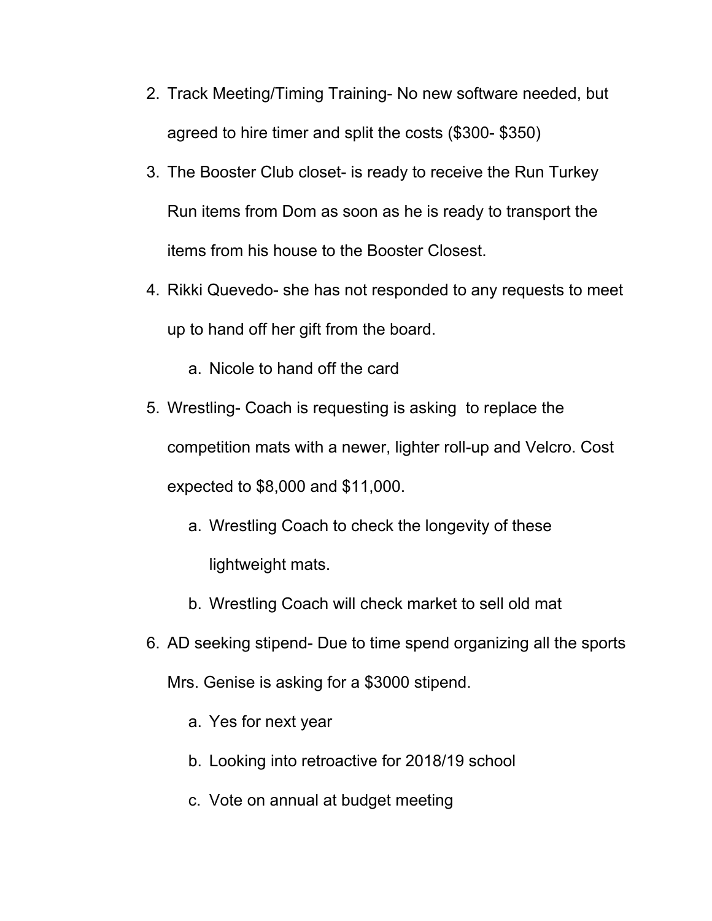2. Track Meeting/Timing Training- No new software needed, but agreed to hire timer and split the costs ($300- $350)
3. The Booster Club closet- is ready to receive the Run Turkey Run items from Dom as soon as he is ready to transport the items from his house to the Booster Closest.
4. Rikki Quevedo- she has not responded to any requests to meet up to hand off her gift from the board.
    a. Nicole to hand off the card
5. Wrestling- Coach is requesting is asking  to replace the competition mats with a newer, lighter roll-up and Velcro. Cost expected to $8,000 and $11,000.
    a. Wrestling Coach to check the longevity of these lightweight mats.
    b. Wrestling Coach will check market to sell old mat
6. AD seeking stipend- Due to time spend organizing all the sports Mrs. Genise is asking for a $3000 stipend.
    a. Yes for next year
    b. Looking into retroactive for 2018/19 school
    c. Vote on annual at budget meeting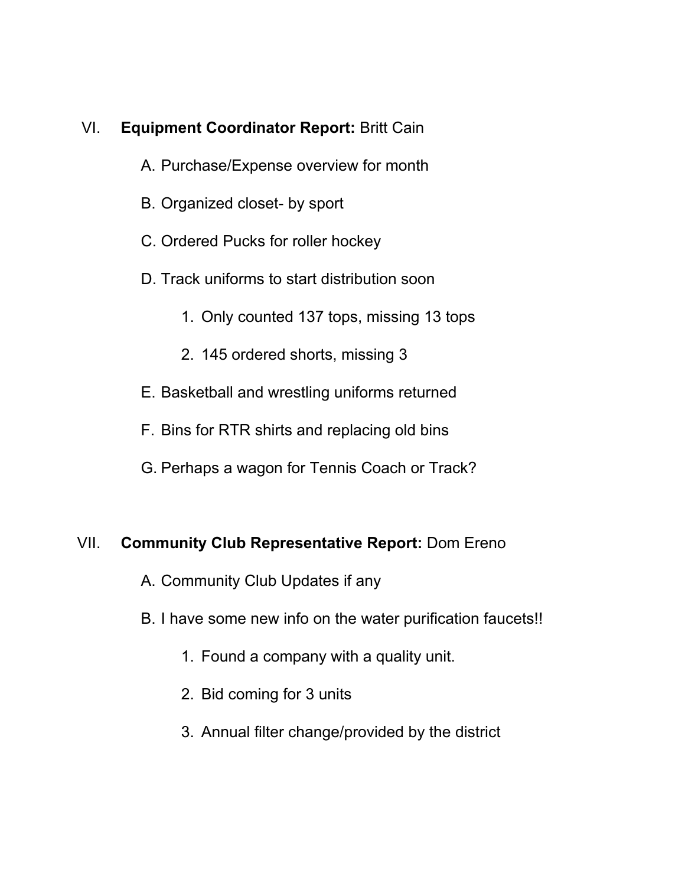VI. **Equipment Coordinator Report:** Britt Cain

   A. Purchase/Expense overview for month

   B. Organized closet- by sport

   C. Ordered Pucks for roller hockey

   D. Track uniforms to start distribution soon

      1. Only counted 137 tops, missing 13 tops

      2. 145 ordered shorts, missing 3

   E. Basketball and wrestling uniforms returned

   F. Bins for RTR shirts and replacing old bins

   G. Perhaps a wagon for Tennis Coach or Track?

VII. **Community Club Representative Report:** Dom Ereno

   A. Community Club Updates if any

   B. I have some new info on the water purification faucets!!

      1. Found a company with a quality unit.

      2. Bid coming for 3 units

      3. Annual filter change/provided by the district